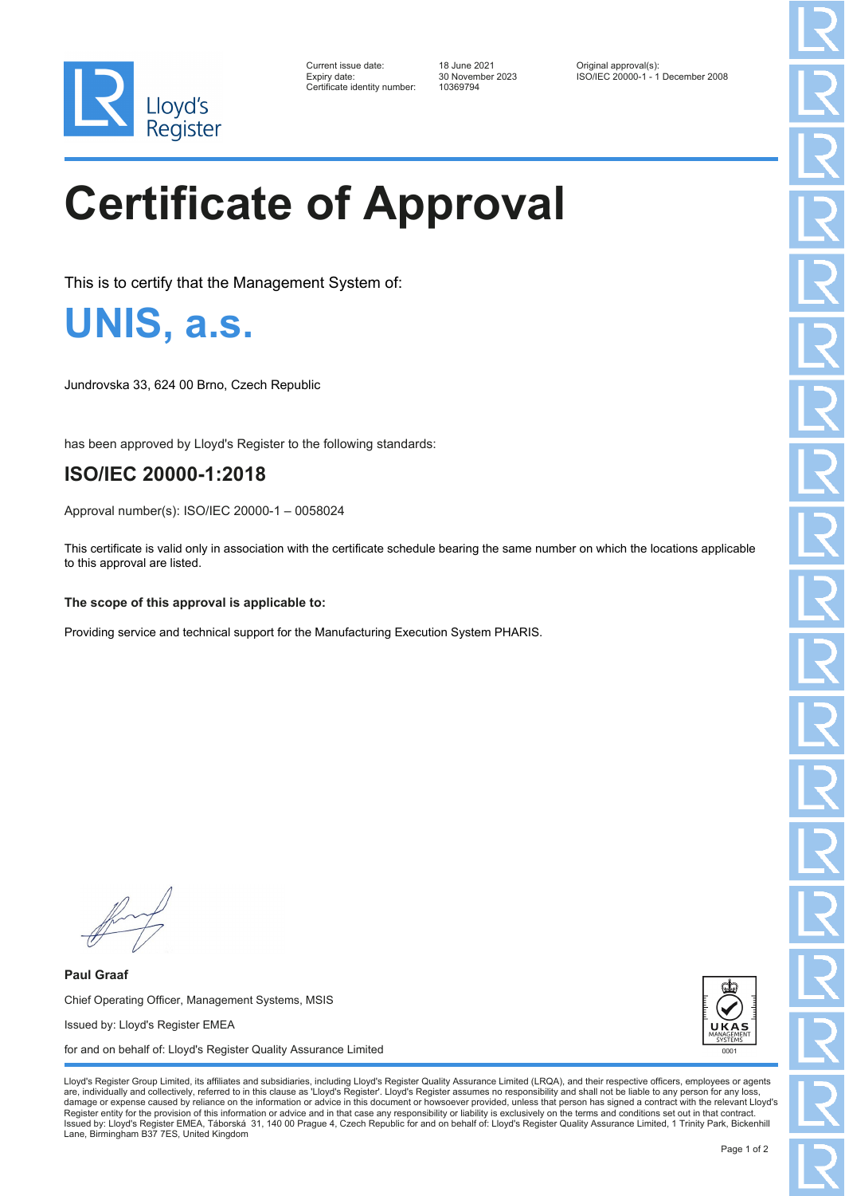Current issue date: 18 June 2021
Expiry date: 30 November 2023
Certificate identity number: 10369794

Original approval(s):
ISO/IEC 20000-1 - 1 December 2008

# Certificate of Approval

This is to certify that the Management System of:

## UNIS, a.s.

Jundrovska 33, 624 00 Brno, Czech Republic

has been approved by Lloyd's Register to the following standards:

### ISO/IEC 20000-1:2018

Approval number(s): ISO/IEC 20000-1 – 0058024

This certificate is valid only in association with the certificate schedule bearing the same number on which the locations applicable to this approval are listed.

**The scope of this approval is applicable to:**

Providing service and technical support for the Manufacturing Execution System PHARIS.

**Paul Graaf**

Chief Operating Officer, Management Systems, MSIS

Issued by: Lloyd's Register EMEA

for and on behalf of: Lloyd's Register Quality Assurance Limited

Lloyd's Register Group Limited, its affiliates and subsidiaries, including Lloyd's Register Quality Assurance Limited (LRQA), and their respective officers, employees or agents are, individually and collectively, referred to in this clause as 'Lloyd's Register'. Lloyd's Register assumes no responsibility and shall not be liable to any person for any loss, damage or expense caused by reliance on the information or advice in this document or howsoever provided, unless that person has signed a contract with the relevant Lloyd's Register entity for the provision of this information or advice and in that case any responsibility or liability is exclusively on the terms and conditions set out in that contract.
Issued by: Lloyd's Register EMEA, Táborská 31, 140 00 Prague 4, Czech Republic for and on behalf of: Lloyd's Register Quality Assurance Limited, 1 Trinity Park, Bickenhill Lane, Birmingham B37 7ES, United Kingdom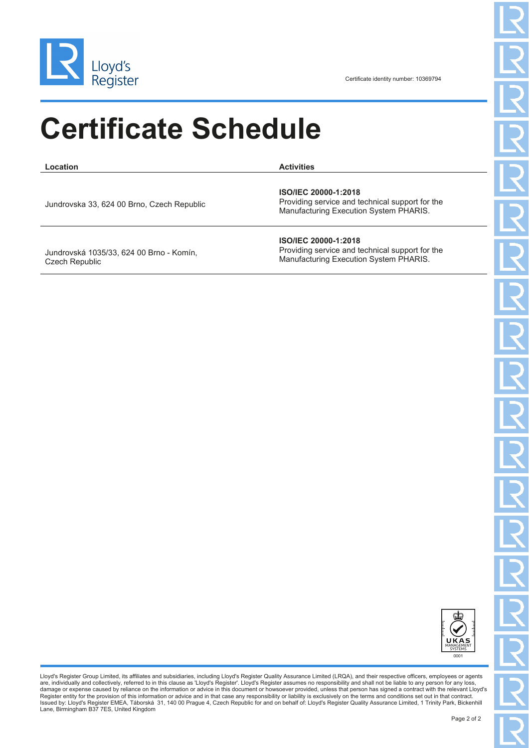Certificate identity number: 10369794

# Certificate Schedule

| Location | Activities |
| --- | --- |
| Jundrovska 33, 624 00 Brno, Czech Republic | **ISO/IEC 20000-1:2018**<br>Providing service and technical support for the Manufacturing Execution System PHARIS. |
| Jundrovská 1035/33, 624 00 Brno - Komín, Czech Republic | **ISO/IEC 20000-1:2018**<br>Providing service and technical support for the Manufacturing Execution System PHARIS. |

UKAS MANAGEMENT SYSTEMS 0001

Lloyd's Register Group Limited, its affiliates and subsidiaries, including Lloyd's Register Quality Assurance Limited (LRQA), and their respective officers, employees or agents are, individually and collectively, referred to in this clause as 'Lloyd's Register'. Lloyd's Register assumes no responsibility and shall not be liable to any person for any loss, damage or expense caused by reliance on the information or advice in this document or howsoever provided, unless that person has signed a contract with the relevant Lloyd's Register entity for the provision of this information or advice and in that case any responsibility or liability is exclusively on the terms and conditions set out in that contract.
Issued by: Lloyd's Register EMEA, Táborská 31, 140 00 Prague 4, Czech Republic for and on behalf of: Lloyd's Register Quality Assurance Limited, 1 Trinity Park, Bickenhill Lane, Birmingham B37 7ES, United Kingdom